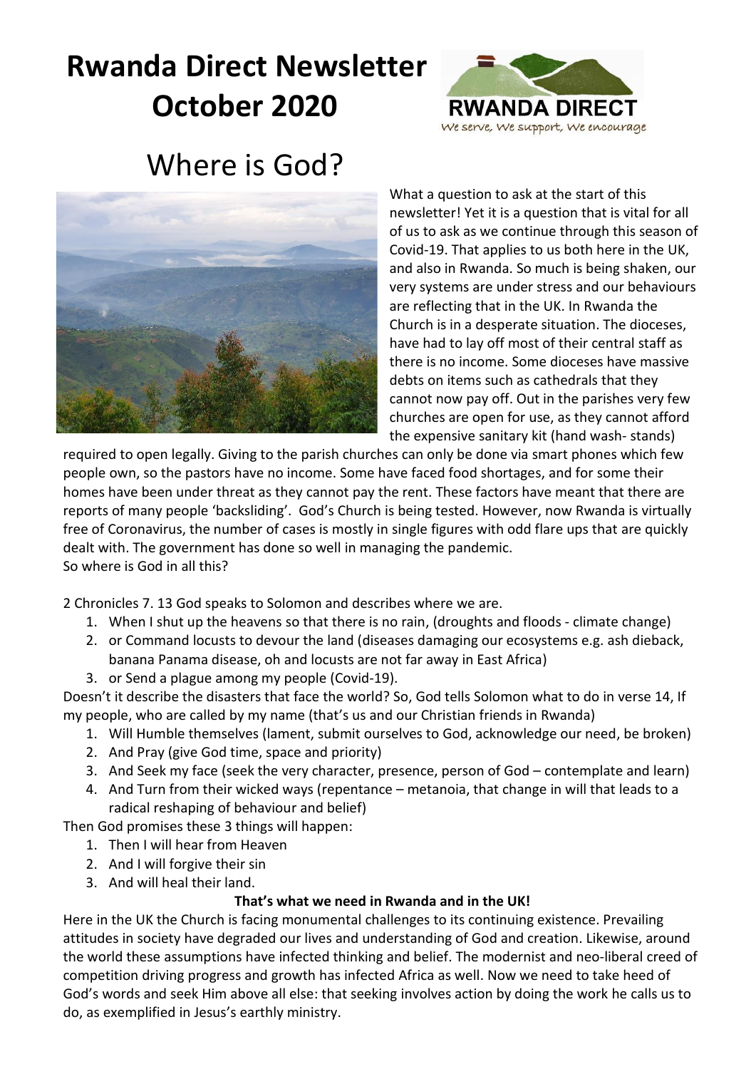# Rwanda Direct Newsletter October 2020

RWANDA DIRECT
We serve, We support, We encourage

## Where is God?

What a question to ask at the start of this newsletter! Yet it is a question that is vital for all of us to ask as we continue through this season of Covid-19. That applies to us both here in the UK, and also in Rwanda. So much is being shaken, our very systems are under stress and our behaviours are reflecting that in the UK. In Rwanda the Church is in a desperate situation. The dioceses, have had to lay off most of their central staff as there is no income. Some dioceses have massive debts on items such as cathedrals that they cannot now pay off. Out in the parishes very few churches are open for use, as they cannot afford the expensive sanitary kit (hand wash- stands) required to open legally. Giving to the parish churches can only be done via smart phones which few people own, so the pastors have no income. Some have faced food shortages, and for some their homes have been under threat as they cannot pay the rent. These factors have meant that there are reports of many people 'backsliding'. God's Church is being tested. However, now Rwanda is virtually free of Coronavirus, the number of cases is mostly in single figures with odd flare ups that are quickly dealt with. The government has done so well in managing the pandemic.
So where is God in all this?

2 Chronicles 7. 13 God speaks to Solomon and describes where we are.

1. When I shut up the heavens so that there is no rain, (droughts and floods - climate change)
2. or Command locusts to devour the land (diseases damaging our ecosystems e.g. ash dieback, banana Panama disease, oh and locusts are not far away in East Africa)
3. or Send a plague among my people (Covid-19).

Doesn't it describe the disasters that face the world? So, God tells Solomon what to do in verse 14, If my people, who are called by my name (that's us and our Christian friends in Rwanda)

1. Will Humble themselves (lament, submit ourselves to God, acknowledge our need, be broken)
2. And Pray (give God time, space and priority)
3. And Seek my face (seek the very character, presence, person of God – contemplate and learn)
4. And Turn from their wicked ways (repentance – metanoia, that change in will that leads to a radical reshaping of behaviour and belief)

Then God promises these 3 things will happen:

1. Then I will hear from Heaven
2. And I will forgive their sin
3. And will heal their land.

**That's what we need in Rwanda and in the UK!**

Here in the UK the Church is facing monumental challenges to its continuing existence. Prevailing attitudes in society have degraded our lives and understanding of God and creation. Likewise, around the world these assumptions have infected thinking and belief. The modernist and neo-liberal creed of competition driving progress and growth has infected Africa as well. Now we need to take heed of God's words and seek Him above all else: that seeking involves action by doing the work he calls us to do, as exemplified in Jesus's earthly ministry.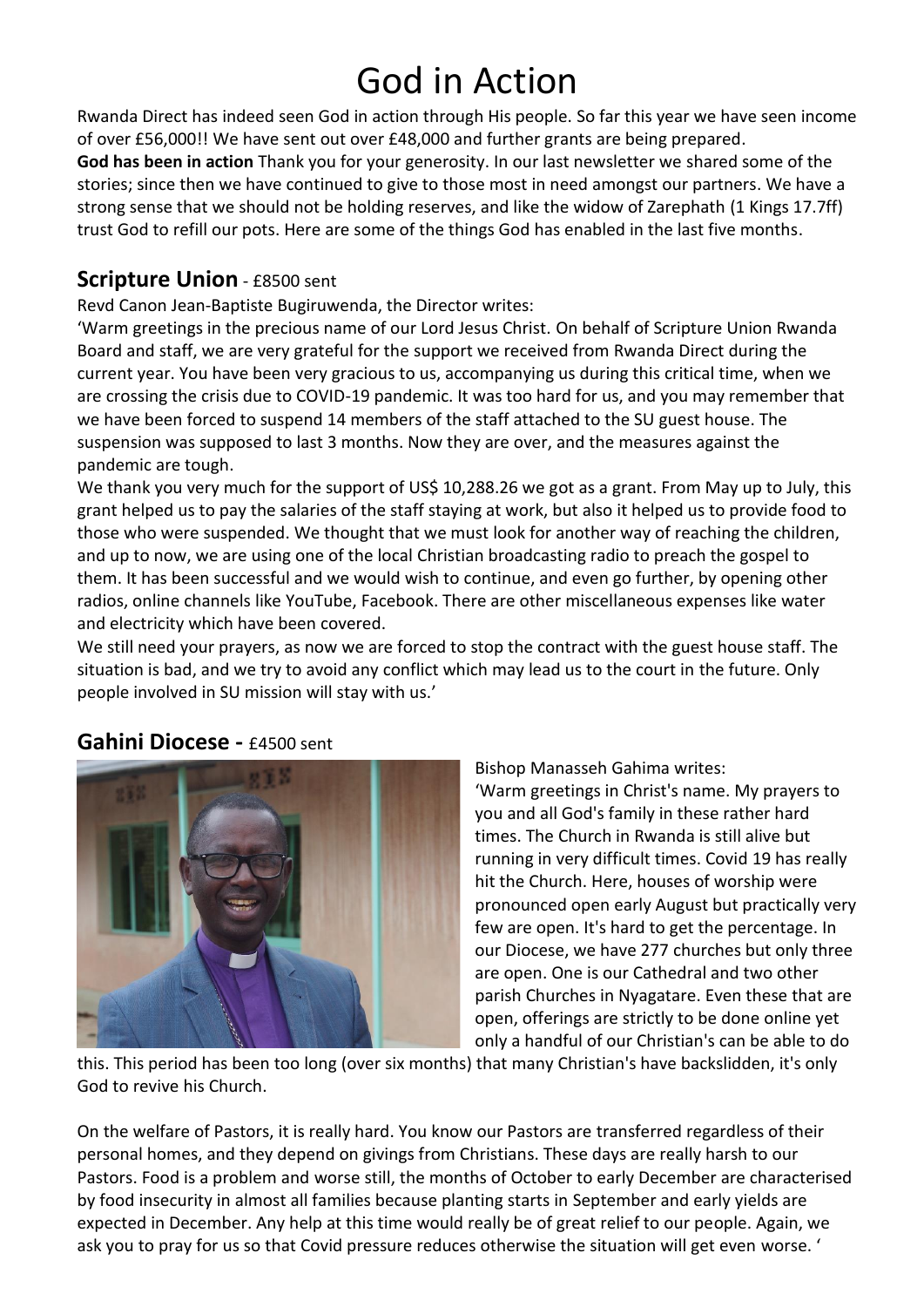# God in Action

Rwanda Direct has indeed seen God in action through His people. So far this year we have seen income of over £56,000!! We have sent out over £48,000 and further grants are being prepared.

**God has been in action** Thank you for your generosity. In our last newsletter we shared some of the stories; since then we have continued to give to those most in need amongst our partners. We have a strong sense that we should not be holding reserves, and like the widow of Zarephath (1 Kings 17.7ff) trust God to refill our pots. Here are some of the things God has enabled in the last five months.

## Scripture Union - £8500 sent

Revd Canon Jean-Baptiste Bugiruwenda, the Director writes:

'Warm greetings in the precious name of our Lord Jesus Christ. On behalf of Scripture Union Rwanda Board and staff, we are very grateful for the support we received from Rwanda Direct during the current year. You have been very gracious to us, accompanying us during this critical time, when we are crossing the crisis due to COVID-19 pandemic. It was too hard for us, and you may remember that we have been forced to suspend 14 members of the staff attached to the SU guest house. The suspension was supposed to last 3 months. Now they are over, and the measures against the pandemic are tough.

We thank you very much for the support of US$ 10,288.26 we got as a grant. From May up to July, this grant helped us to pay the salaries of the staff staying at work, but also it helped us to provide food to those who were suspended. We thought that we must look for another way of reaching the children, and up to now, we are using one of the local Christian broadcasting radio to preach the gospel to them. It has been successful and we would wish to continue, and even go further, by opening other radios, online channels like YouTube, Facebook. There are other miscellaneous expenses like water and electricity which have been covered.

We still need your prayers, as now we are forced to stop the contract with the guest house staff. The situation is bad, and we try to avoid any conflict which may lead us to the court in the future. Only people involved in SU mission will stay with us.'

## Gahini Diocese - £4500 sent

Bishop Manasseh Gahima writes:

'Warm greetings in Christ's name. My prayers to you and all God's family in these rather hard times. The Church in Rwanda is still alive but running in very difficult times. Covid 19 has really hit the Church. Here, houses of worship were pronounced open early August but practically very few are open. It's hard to get the percentage. In our Diocese, we have 277 churches but only three are open. One is our Cathedral and two other parish Churches in Nyagatare. Even these that are open, offerings are strictly to be done online yet only a handful of our Christian's can be able to do this. This period has been too long (over six months) that many Christian's have backslidden, it's only God to revive his Church.

On the welfare of Pastors, it is really hard. You know our Pastors are transferred regardless of their personal homes, and they depend on givings from Christians. These days are really harsh to our Pastors. Food is a problem and worse still, the months of October to early December are characterised by food insecurity in almost all families because planting starts in September and early yields are expected in December. Any help at this time would really be of great relief to our people. Again, we ask you to pray for us so that Covid pressure reduces otherwise the situation will get even worse. '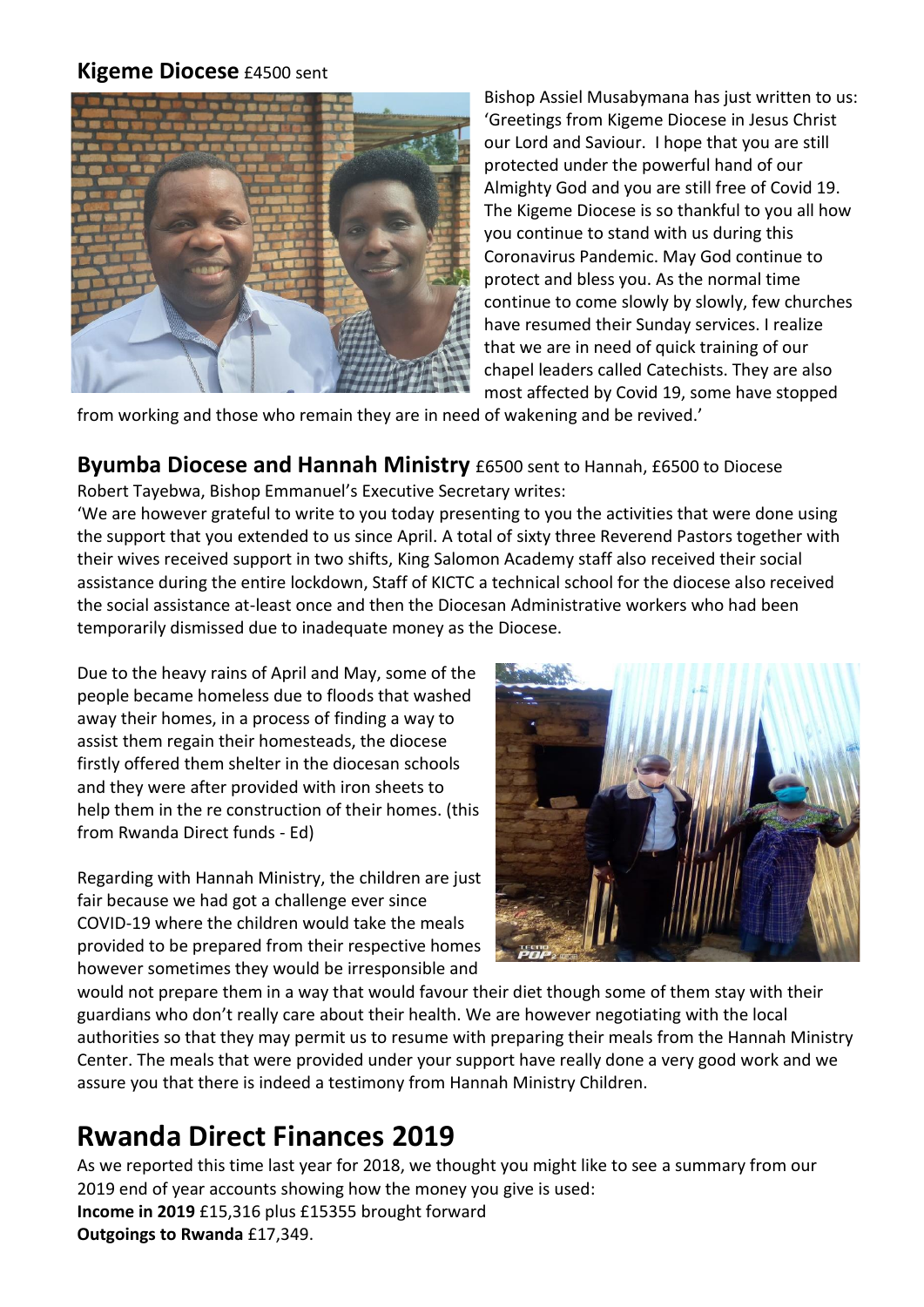**Kigeme Diocese** £4500 sent

Bishop Assiel Musabymana has just written to us: 'Greetings from Kigeme Diocese in Jesus Christ our Lord and Saviour. I hope that you are still protected under the powerful hand of our Almighty God and you are still free of Covid 19. The Kigeme Diocese is so thankful to you all how you continue to stand with us during this Coronavirus Pandemic. May God continue to protect and bless you. As the normal time continue to come slowly by slowly, few churches have resumed their Sunday services. I realize that we are in need of quick training of our chapel leaders called Catechists. They are also most affected by Covid 19, some have stopped from working and those who remain they are in need of wakening and be revived.'

**Byumba Diocese and Hannah Ministry** £6500 sent to Hannah, £6500 to Diocese

Robert Tayebwa, Bishop Emmanuel's Executive Secretary writes:

'We are however grateful to write to you today presenting to you the activities that were done using the support that you extended to us since April. A total of sixty three Reverend Pastors together with their wives received support in two shifts, King Salomon Academy staff also received their social assistance during the entire lockdown, Staff of KICTC a technical school for the diocese also received the social assistance at-least once and then the Diocesan Administrative workers who had been temporarily dismissed due to inadequate money as the Diocese.

Due to the heavy rains of April and May, some of the people became homeless due to floods that washed away their homes, in a process of finding a way to assist them regain their homesteads, the diocese firstly offered them shelter in the diocesan schools and they were after provided with iron sheets to help them in the re construction of their homes. (this from Rwanda Direct funds - Ed)

Regarding with Hannah Ministry, the children are just fair because we had got a challenge ever since COVID-19 where the children would take the meals provided to be prepared from their respective homes however sometimes they would be irresponsible and would not prepare them in a way that would favour their diet though some of them stay with their guardians who don't really care about their health. We are however negotiating with the local authorities so that they may permit us to resume with preparing their meals from the Hannah Ministry Center. The meals that were provided under your support have really done a very good work and we assure you that there is indeed a testimony from Hannah Ministry Children.

# Rwanda Direct Finances 2019

As we reported this time last year for 2018, we thought you might like to see a summary from our 2019 end of year accounts showing how the money you give is used:

**Income in 2019** £15,316 plus £15355 brought forward

**Outgoings to Rwanda** £17,349.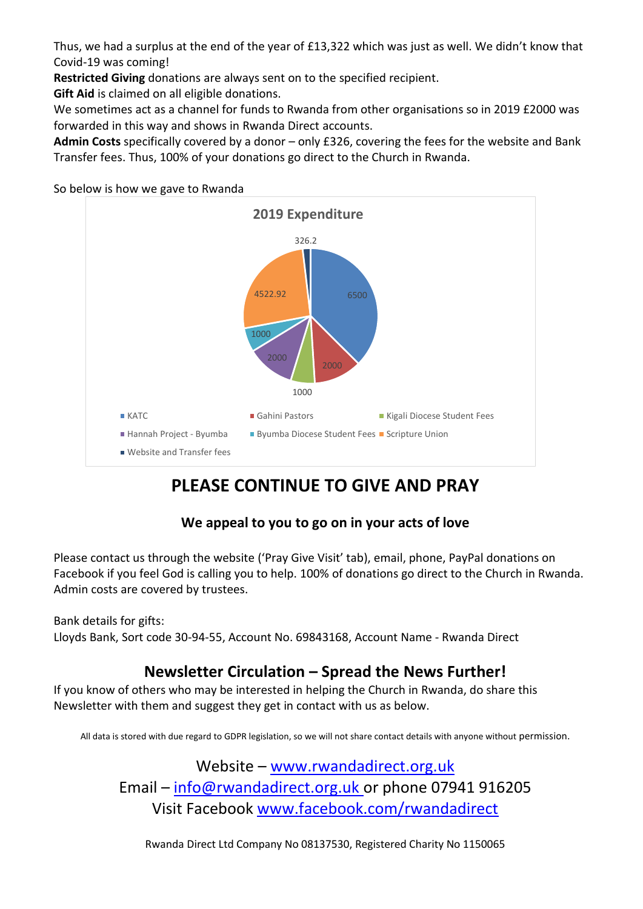Thus, we had a surplus at the end of the year of £13,322 which was just as well. We didn't know that Covid-19 was coming!

**Restricted Giving** donations are always sent on to the specified recipient.

**Gift Aid** is claimed on all eligible donations.

We sometimes act as a channel for funds to Rwanda from other organisations so in 2019 £2000 was forwarded in this way and shows in Rwanda Direct accounts.

**Admin Costs** specifically covered by a donor – only £326, covering the fees for the website and Bank Transfer fees. Thus, 100% of your donations go direct to the Church in Rwanda.

So below is how we gave to Rwanda

2019 Expenditure

326.2
6500
2000
1000
2000
1000
4522.92

KATC
Gahini Pastors
Kigali Diocese Student Fees
Hannah Project - Byumba
Byumba Diocese Student Fees
Scripture Union
Website and Transfer fees

# PLEASE CONTINUE TO GIVE AND PRAY

### We appeal to you to go on in your acts of love

Please contact us through the website ('Pray Give Visit' tab), email, phone, PayPal donations on Facebook if you feel God is calling you to help. 100% of donations go direct to the Church in Rwanda. Admin costs are covered by trustees.

Bank details for gifts:
Lloyds Bank, Sort code 30-94-55, Account No. 69843168, Account Name - Rwanda Direct

## Newsletter Circulation – Spread the News Further!

If you know of others who may be interested in helping the Church in Rwanda, do share this Newsletter with them and suggest they get in contact with us as below.

All data is stored with due regard to GDPR legislation, so we will not share contact details with anyone without permission.

Website – [www.rwandadirect.org.uk](http://www.rwandadirect.org.uk)
Email – [info@rwandadirect.org.uk](mailto:info@rwandadirect.org.uk) or phone 07941 916205
Visit Facebook [www.facebook.com/rwandadirect](http://www.facebook.com/rwandadirect)

Rwanda Direct Ltd Company No 08137530, Registered Charity No 1150065